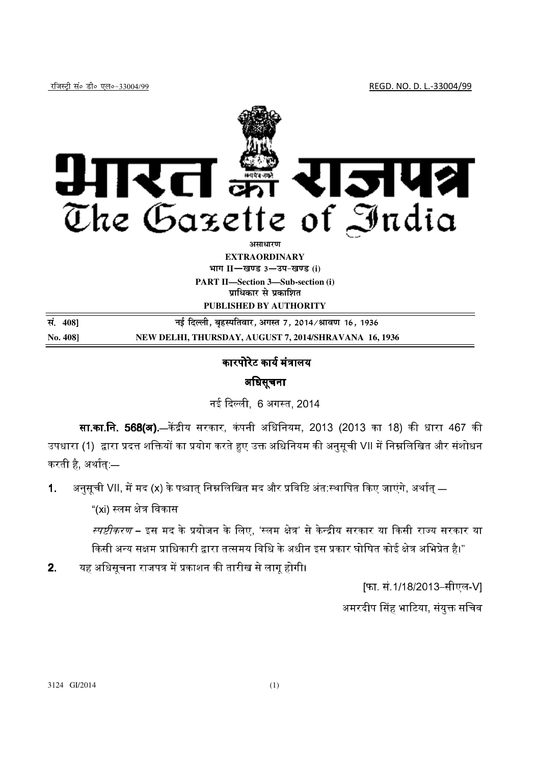रजिस्ट्री सं० डी० एल०-33004/99 REGD. NO. D. L.-33004/99

# भारत का राजपत्र
# The Gazette of India

**असाधारण**
**EXTRAORDINARY**
**भाग II—खण्ड 3—उप-खण्ड (i)**
**PART II—Section 3—Sub-section (i)**
**प्राधिकार से प्रकाशित**
**PUBLISHED BY AUTHORITY**

**सं. 408]** **नई दिल्ली, बृहस्पतिवार, अगस्त 7, 2014/श्रावण 16, 1936**
**No. 408]** **NEW DELHI, THURSDAY, AUGUST 7, 2014/SHRAVANA 16, 1936**

## कारपोरेट कार्य मंत्रालय

## अधिसूचना

नई दिल्ली, 6 अगस्त, 2014

**सा.का.नि. 568(अ).**—केंद्रीय सरकार, कंपनी अधिनियम, 2013 (2013 का 18) की धारा 467 की उपधारा (1) द्वारा प्रदत्त शक्तियों का प्रयोग करते हुए उक्त अधिनियम की अनुसूची VII में निम्नलिखित और संशोधन करती है, अर्थात्:—

**1.** अनुसूची VII, में मद (x) के पश्चात् निम्नलिखित मद और प्रविष्टि अंत:स्थापित किए जाएंगे, अर्थात् —

"(xi) स्लम क्षेत्र विकास

*स्पष्टीकरण* – इस मद के प्रयोजन के लिए, 'स्लम क्षेत्र' से केन्द्रीय सरकार या किसी राज्य सरकार या किसी अन्य सक्षम प्राधिकारी द्वारा तत्समय विधि के अधीन इस प्रकार घोषित कोई क्षेत्र अभिप्रेत है।"

**2.** यह अधिसूचना राजपत्र में प्रकाशन की तारीख से लागू होगी।

[फा. सं.1/18/2013–सीएल-V]

अमरदीप सिंह भाटिया, संयुक्त सचिव

3124 GI/2014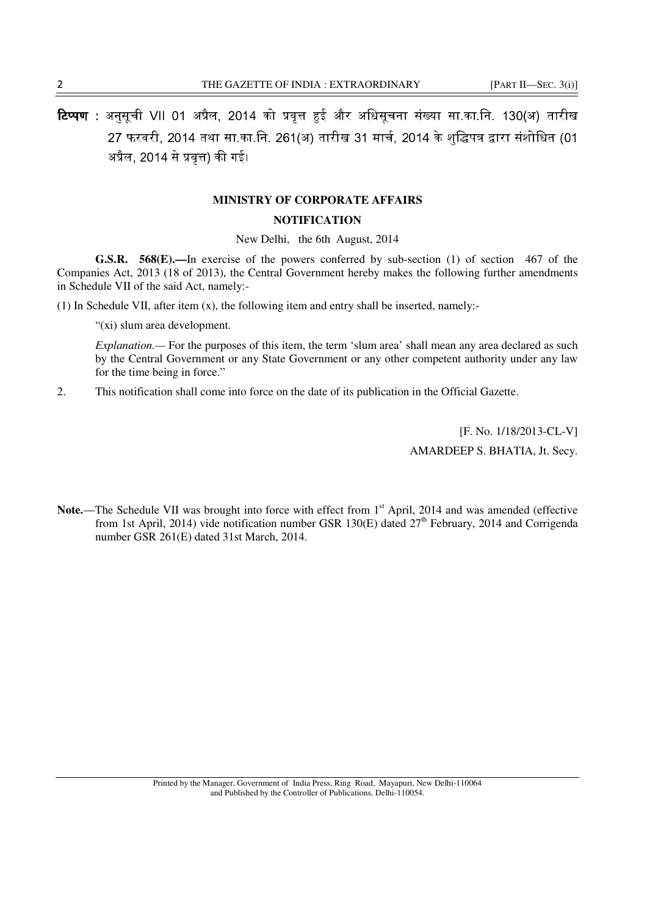**टिप्पण** : अनुसूची VII 01 अप्रैल, 2014 को प्रवृत्त हुई और अधिसूचना संख्या सा.का.नि. 130(अ) तारीख 27 फरवरी, 2014 तथा सा.का.नि. 261(अ) तारीख 31 मार्च, 2014 के शुद्धिपत्र द्वारा संशोधित (01 अप्रैल, 2014 से प्रवृत्त) की गई।

**MINISTRY OF CORPORATE AFFAIRS**

**NOTIFICATION**

New Delhi, the 6th August, 2014

**G.S.R. 568(E).—**In exercise of the powers conferred by sub-section (1) of section 467 of the Companies Act, 2013 (18 of 2013), the Central Government hereby makes the following further amendments in Schedule VII of the said Act, namely:-

(1) In Schedule VII, after item (x), the following item and entry shall be inserted, namely:-

"(xi) slum area development.

*Explanation.—* For the purposes of this item, the term 'slum area' shall mean any area declared as such by the Central Government or any State Government or any other competent authority under any law for the time being in force."

2. This notification shall come into force on the date of its publication in the Official Gazette.

[F. No. 1/18/2013-CL-V]

AMARDEEP S. BHATIA, Jt. Secy.

**Note.**—The Schedule VII was brought into force with effect from 1st April, 2014 and was amended (effective from 1st April, 2014) vide notification number GSR 130(E) dated 27th February, 2014 and Corrigenda number GSR 261(E) dated 31st March, 2014.

Printed by the Manager, Government of India Press, Ring Road, Mayapuri, New Delhi-110064 and Published by the Controller of Publications, Delhi-110054.